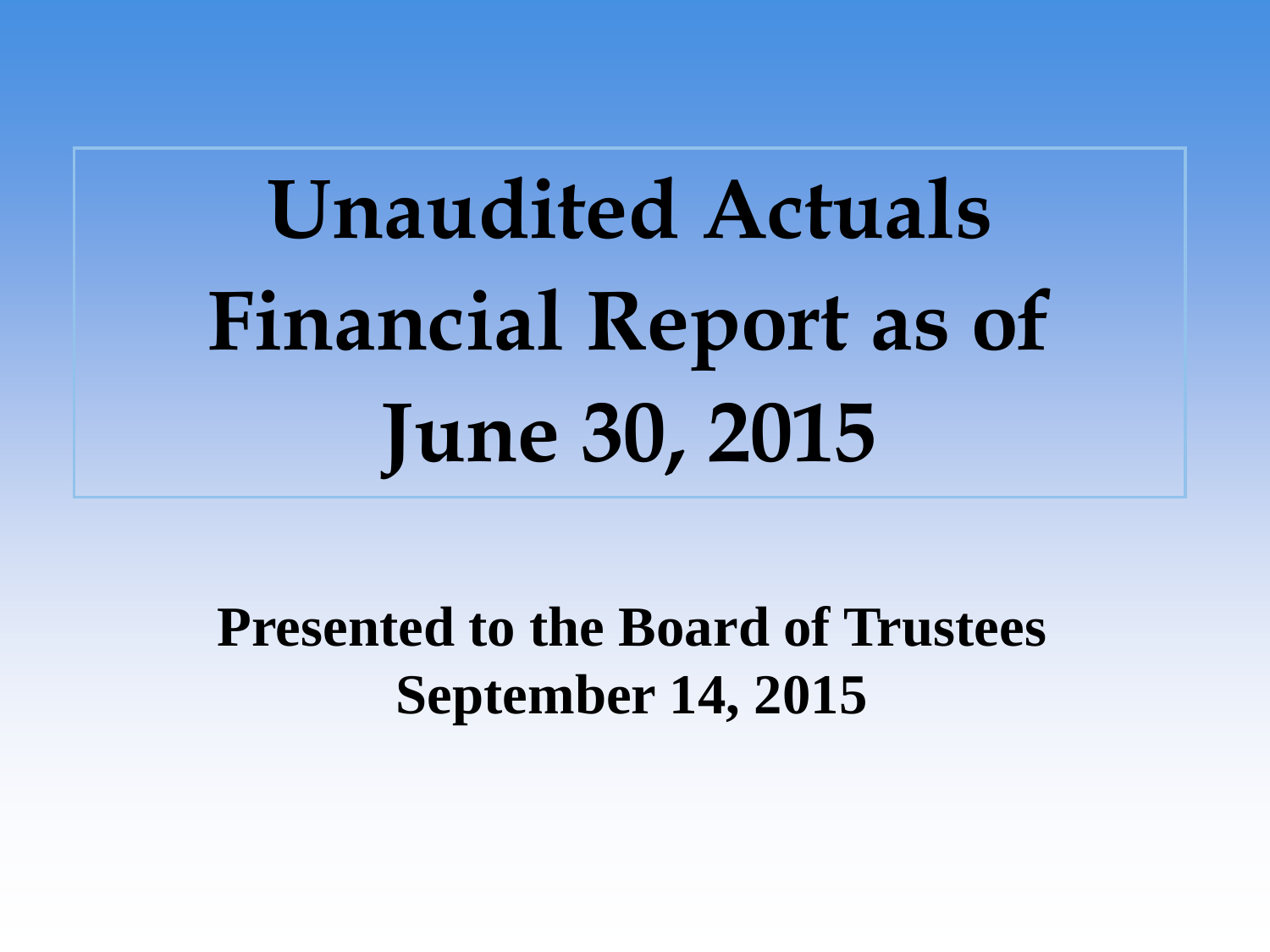# Unaudited Actuals Financial Report as of June 30, 2015

**Presented to the Board of Trustees**
**September 14, 2015**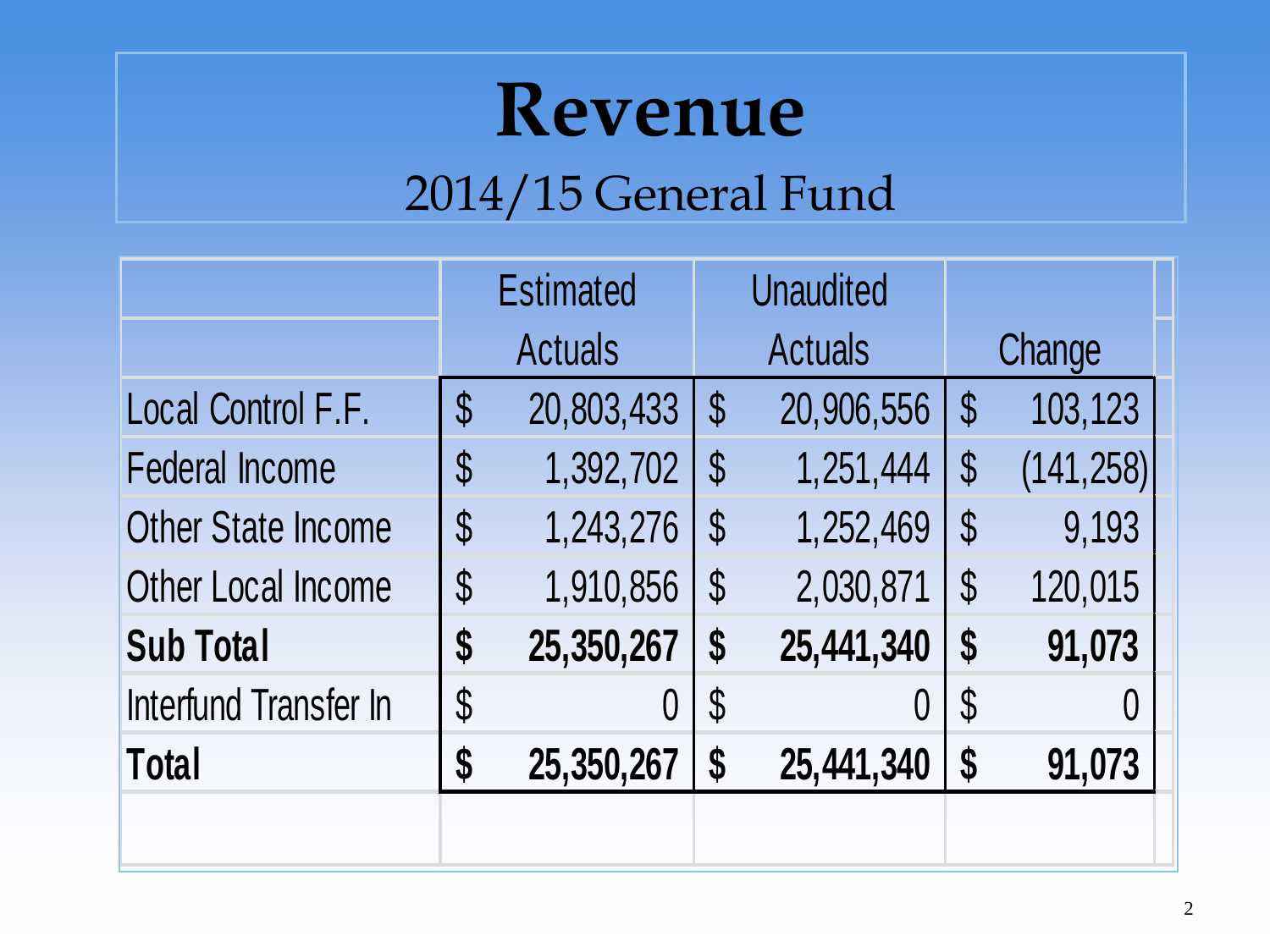# Revenue

## 2014/15 General Fund

| | Estimated Actuals | Unaudited Actuals | Change |
|---|---|---|---|
| Local Control F.F. | $ 20,803,433 | $ 20,906,556 | $ 103,123 |
| Federal Income | $ 1,392,702 | $ 1,251,444 | $ (141,258) |
| Other State Income | $ 1,243,276 | $ 1,252,469 | $ 9,193 |
| Other Local Income | $ 1,910,856 | $ 2,030,871 | $ 120,015 |
| **Sub Total** | **$ 25,350,267** | **$ 25,441,340** | **$ 91,073** |
| Interfund Transfer In | $ 0 | $ 0 | $ 0 |
| **Total** | **$ 25,350,267** | **$ 25,441,340** | **$ 91,073** |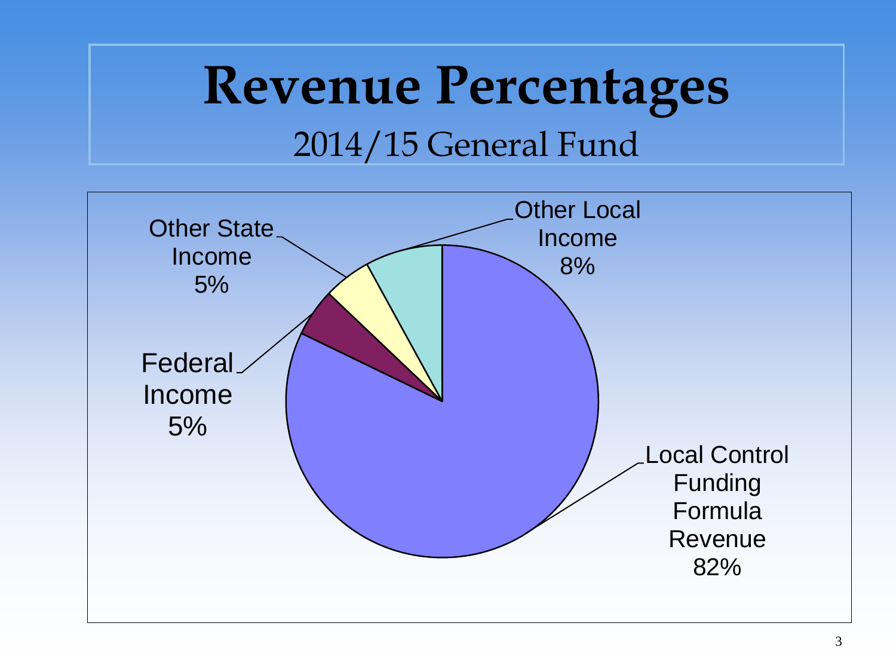# Revenue Percentages

## 2014/15 General Fund

| Revenue Source | Percentage |
| --- | --- |
| Local Control Funding Formula Revenue | 82% |
| Federal Income | 5% |
| Other State Income | 5% |
| Other Local Income | 8% |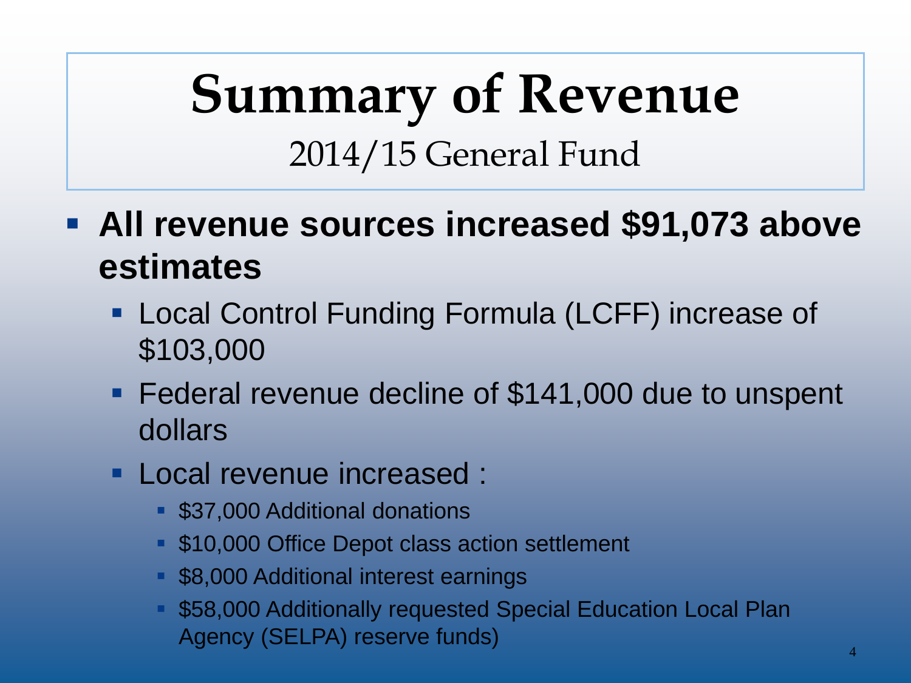# Summary of Revenue

## 2014/15 General Fund

- **All revenue sources increased $91,073 above estimates**
  - Local Control Funding Formula (LCFF) increase of $103,000
  - Federal revenue decline of $141,000 due to unspent dollars
  - Local revenue increased :
    - $37,000 Additional donations
    - $10,000 Office Depot class action settlement
    - $8,000 Additional interest earnings
    - $58,000 Additionally requested Special Education Local Plan Agency (SELPA) reserve funds)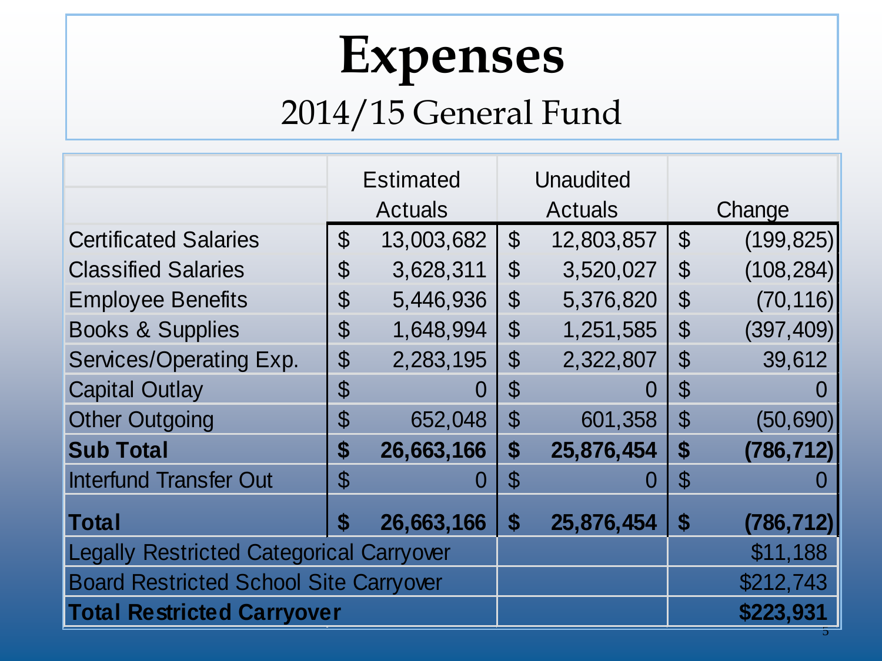# Expenses

## 2014/15 General Fund

| | Estimated Actuals | Unaudited Actuals | Change |
|---|---|---|---|
| Certificated Salaries | $ 13,003,682 | $ 12,803,857 | $ (199,825) |
| Classified Salaries | $ 3,628,311 | $ 3,520,027 | $ (108,284) |
| Employee Benefits | $ 5,446,936 | $ 5,376,820 | $ (70,116) |
| Books & Supplies | $ 1,648,994 | $ 1,251,585 | $ (397,409) |
| Services/Operating Exp. | $ 2,283,195 | $ 2,322,807 | $ 39,612 |
| Capital Outlay | $ 0 | $ 0 | $ 0 |
| Other Outgoing | $ 652,048 | $ 601,358 | $ (50,690) |
| **Sub Total** | **$ 26,663,166** | **$ 25,876,454** | **$ (786,712)** |
| Interfund Transfer Out | $ 0 | $ 0 | $ 0 |
| **Total** | **$ 26,663,166** | **$ 25,876,454** | **$ (786,712)** |
| Legally Restricted Categorical Carryover | | | $11,188 |
| Board Restricted School Site Carryover | | | $212,743 |
| **Total Restricted Carryover** | | | **$223,931** |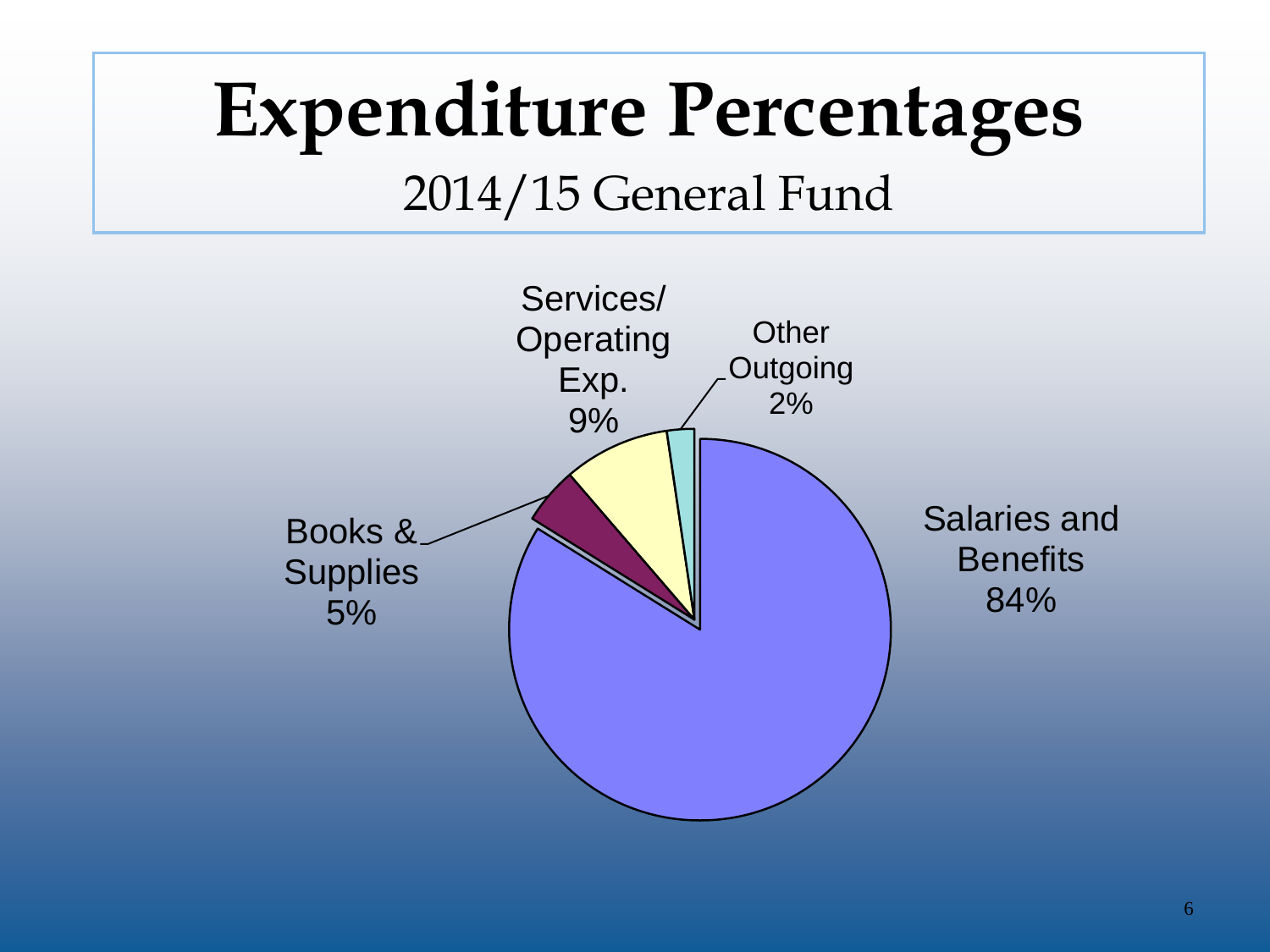# Expenditure Percentages

## 2014/15 General Fund

- Salaries and Benefits 84%
- Books & Supplies 5%
- Services/ Operating Exp. 9%
- Other Outgoing 2%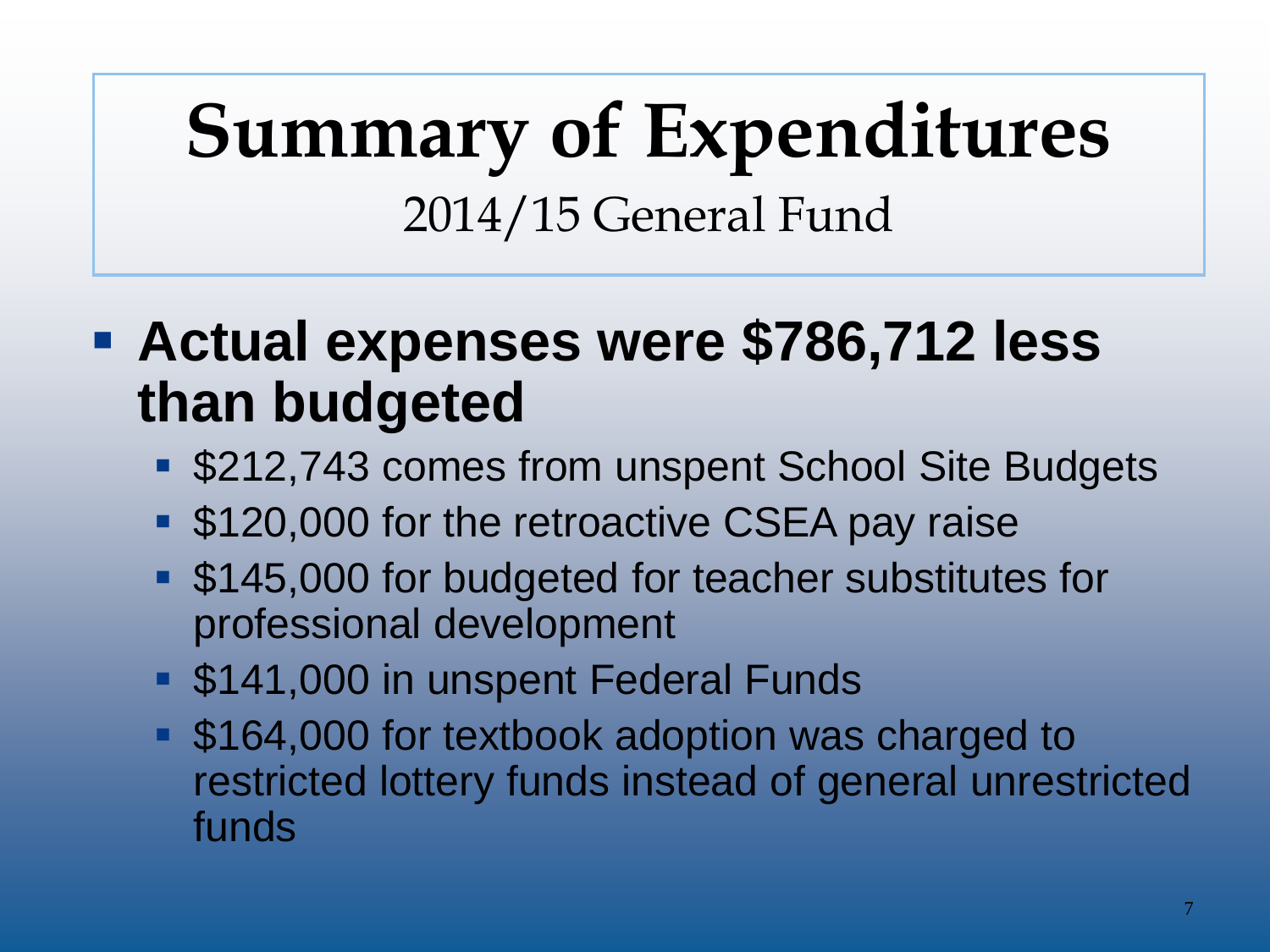# Summary of Expenditures

2014/15 General Fund

- **Actual expenses were $786,712 less than budgeted**
  - $212,743 comes from unspent School Site Budgets
  - $120,000 for the retroactive CSEA pay raise
  - $145,000 for budgeted for teacher substitutes for professional development
  - $141,000 in unspent Federal Funds
  - $164,000 for textbook adoption was charged to restricted lottery funds instead of general unrestricted funds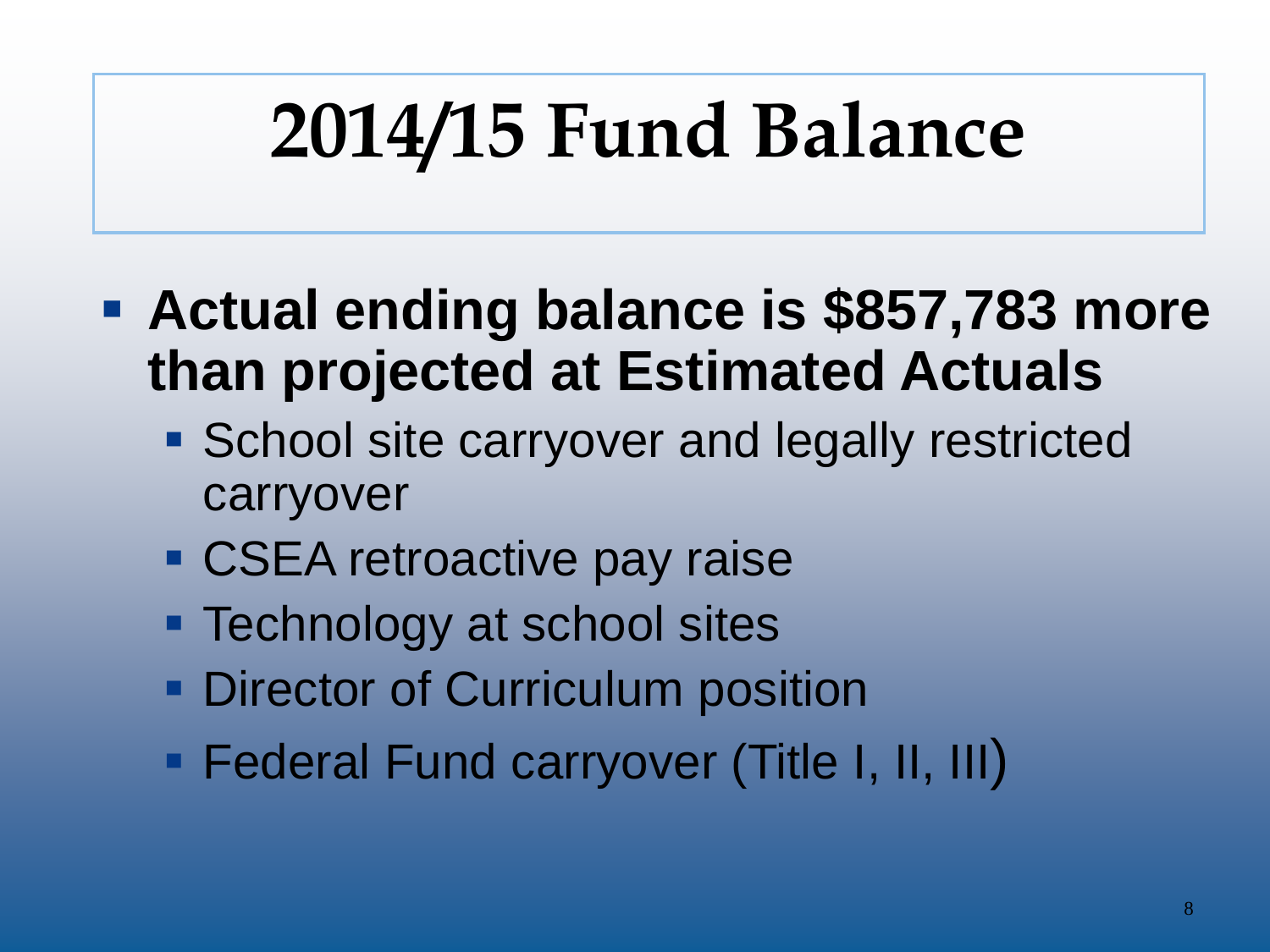# 2014/15 Fund Balance

- **Actual ending balance is $857,783 more than projected at Estimated Actuals**
  - School site carryover and legally restricted carryover
  - CSEA retroactive pay raise
  - Technology at school sites
  - Director of Curriculum position
  - Federal Fund carryover (Title I, II, III)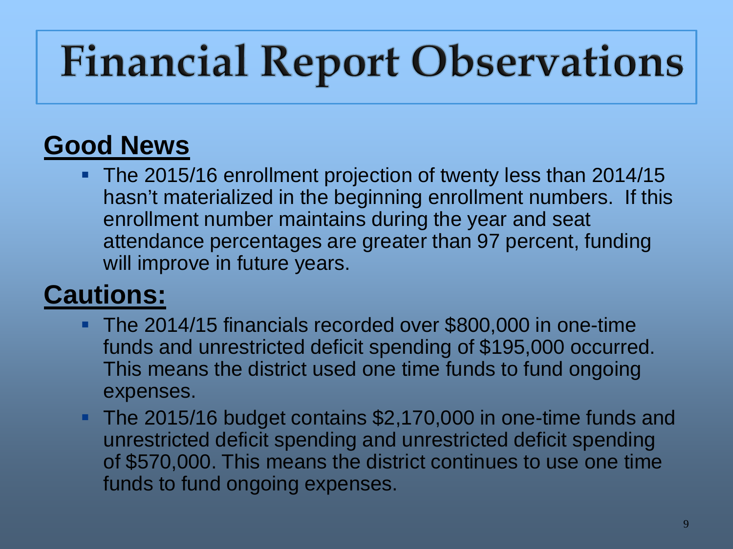# Financial Report Observations

## Good News

- The 2015/16 enrollment projection of twenty less than 2014/15 hasn't materialized in the beginning enrollment numbers. If this enrollment number maintains during the year and seat attendance percentages are greater than 97 percent, funding will improve in future years.

## Cautions:

- The 2014/15 financials recorded over $800,000 in one-time funds and unrestricted deficit spending of $195,000 occurred. This means the district used one time funds to fund ongoing expenses.
- The 2015/16 budget contains $2,170,000 in one-time funds and unrestricted deficit spending and unrestricted deficit spending of $570,000. This means the district continues to use one time funds to fund ongoing expenses.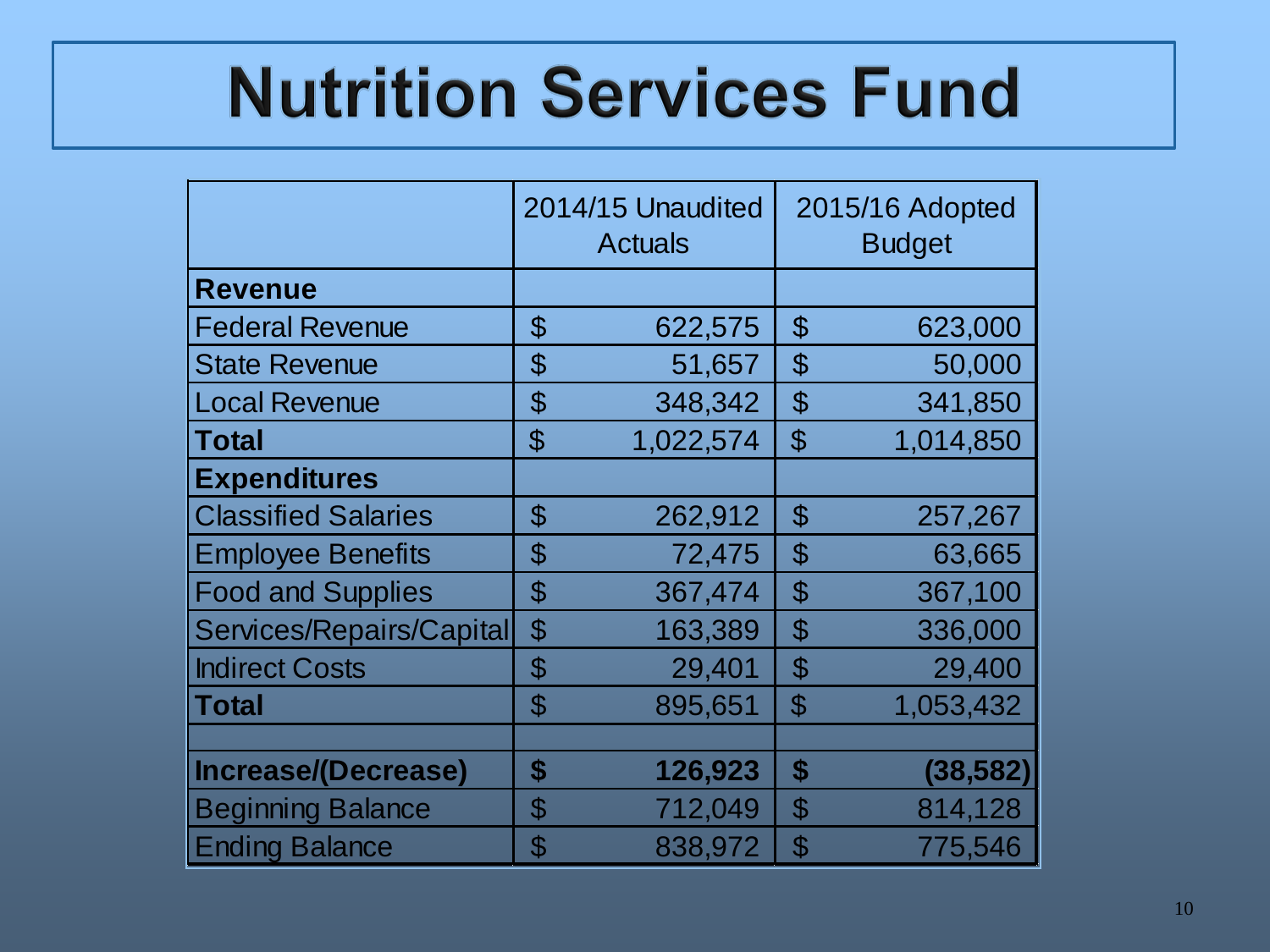# Nutrition Services Fund

| | 2014/15 Unaudited Actuals | 2015/16 Adopted Budget |
|---|---|---|
| **Revenue** | | |
| Federal Revenue | $ 622,575 | $ 623,000 |
| State Revenue | $ 51,657 | $ 50,000 |
| Local Revenue | $ 348,342 | $ 341,850 |
| **Total** | $ 1,022,574 | $ 1,014,850 |
| **Expenditures** | | |
| Classified Salaries | $ 262,912 | $ 257,267 |
| Employee Benefits | $ 72,475 | $ 63,665 |
| Food and Supplies | $ 367,474 | $ 367,100 |
| Services/Repairs/Capital | $ 163,389 | $ 336,000 |
| Indirect Costs | $ 29,401 | $ 29,400 |
| **Total** | $ 895,651 | $ 1,053,432 |
| | | |
| **Increase/(Decrease)** | **$ 126,923** | **$ (38,582)** |
| Beginning Balance | $ 712,049 | $ 814,128 |
| Ending Balance | $ 838,972 | $ 775,546 |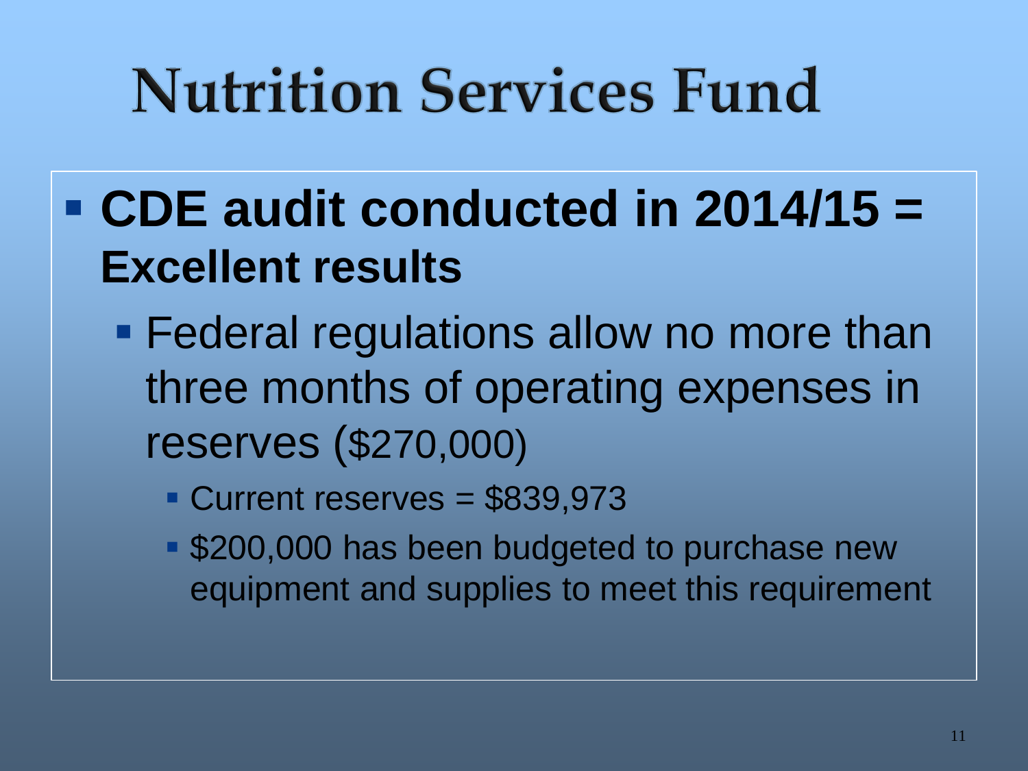# Nutrition Services Fund

- **CDE audit conducted in 2014/15 = Excellent results**
  - Federal regulations allow no more than three months of operating expenses in reserves ($270,000)
    - Current reserves = $839,973
    - $200,000 has been budgeted to purchase new equipment and supplies to meet this requirement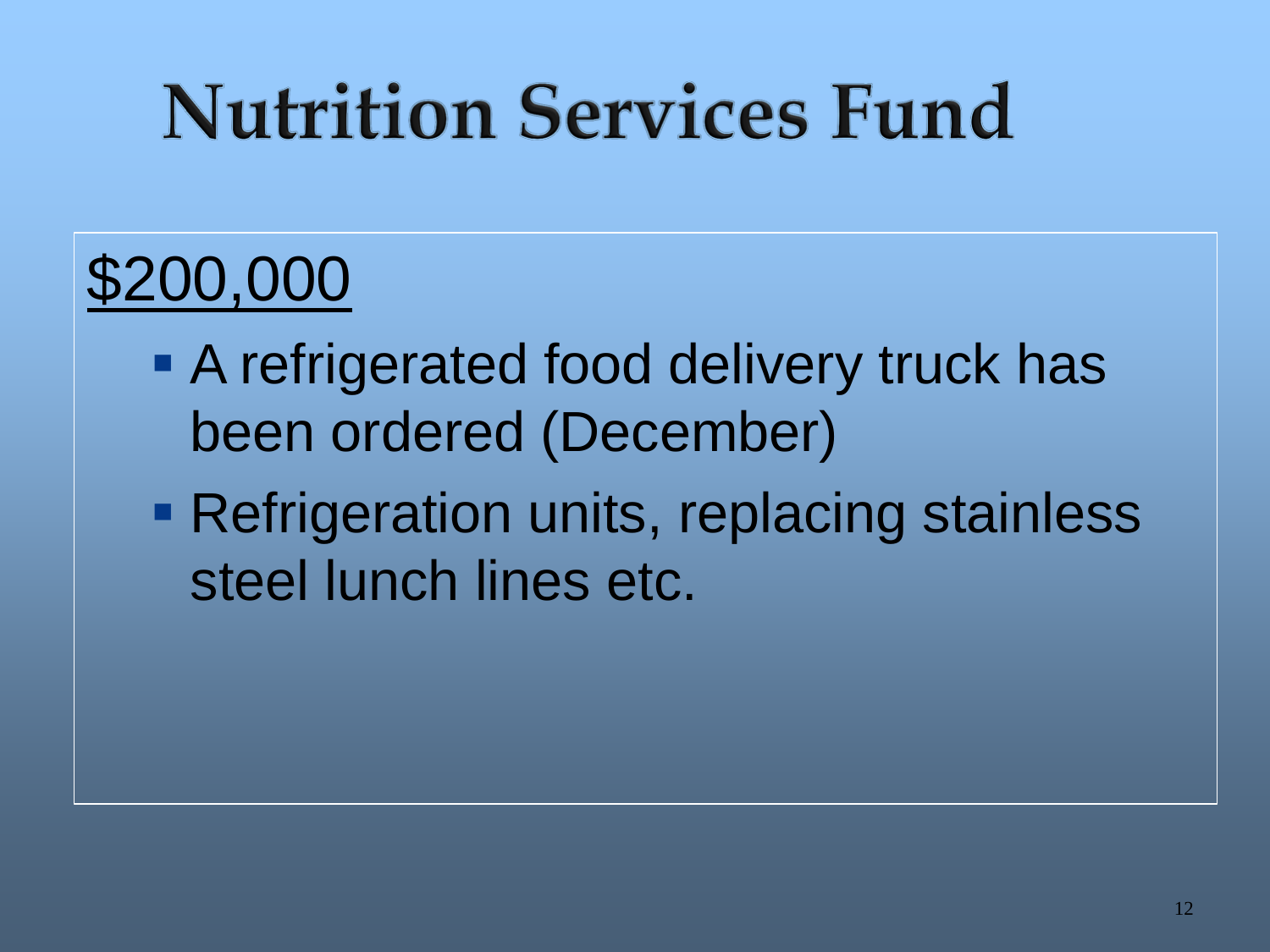# Nutrition Services Fund

<u>$200,000</u>

- A refrigerated food delivery truck has been ordered (December)
- Refrigeration units, replacing stainless steel lunch lines etc.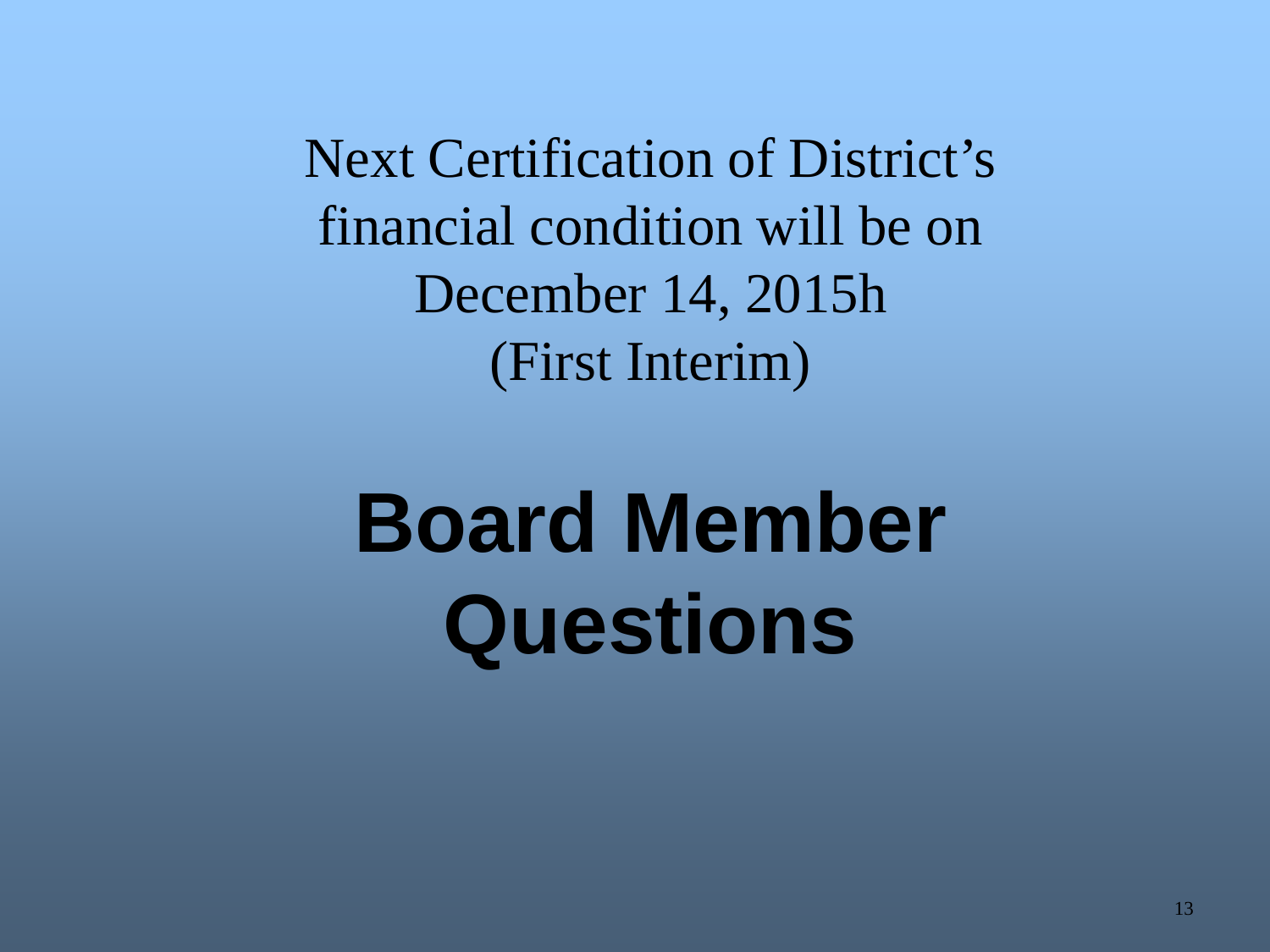Next Certification of District's financial condition will be on December 14, 2015h (First Interim)

# Board Member Questions